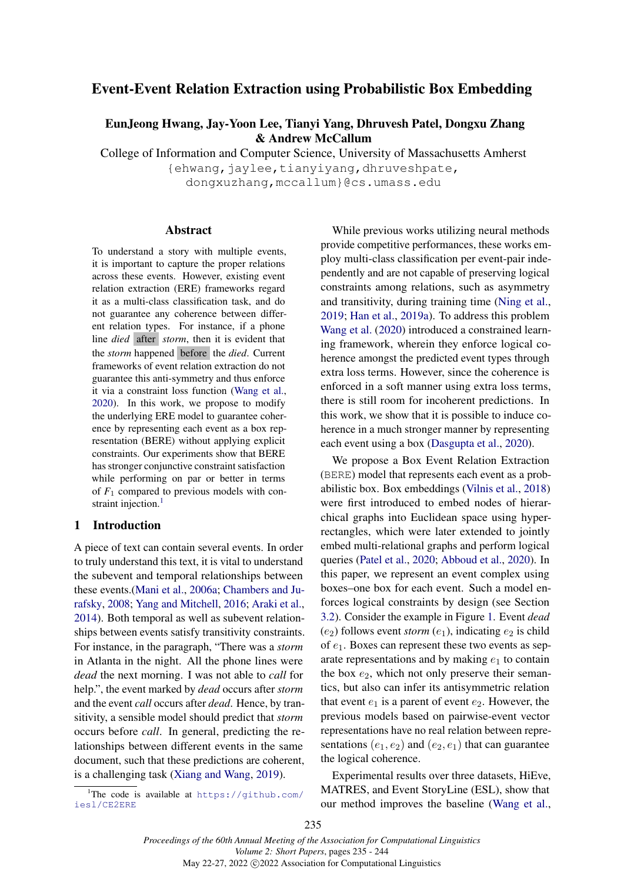# Event-Event Relation Extraction using Probabilistic Box Embedding

**EunJeong Hwang, Jay-Yoon Lee, Tianyi Yang, Dhruvesh Patel, Dongxu Zhang & Andrew McCallum**

College of Information and Computer Science, University of Massachusetts Amherst

{ehwang,jaylee,tianyiyang,dhruveshpate, dongxuzhang,mccallum}@cs.umass.edu

## Abstract

To understand a story with multiple events, it is important to capture the proper relations across these events. However, existing event relation extraction (ERE) frameworks regard it as a multi-class classification task, and do not guarantee any coherence between different relation types. For instance, if a phone line *died* after *storm*, then it is evident that the *storm* happened before the *died*. Current frameworks of event relation extraction do not guarantee this anti-symmetry and thus enforce it via a constraint loss function (Wang et al., 2020). In this work, we propose to modify the underlying ERE model to guarantee coherence by representing each event as a box representation (BERE) without applying explicit constraints. Our experiments show that BERE has stronger conjunctive constraint satisfaction while performing on par or better in terms of $F_1$ compared to previous models with constraint injection.[1]

## 1 Introduction

A piece of text can contain several events. In order to truly understand this text, it is vital to understand the subevent and temporal relationships between these events.(Mani et al., 2006a; Chambers and Jurafsky, 2008; Yang and Mitchell, 2016; Araki et al., 2014). Both temporal as well as subevent relationships between events satisfy transitivity constraints. For instance, in the paragraph, "There was a *storm* in Atlanta in the night. All the phone lines were *dead* the next morning. I was not able to *call* for help.", the event marked by *dead* occurs after *storm* and the event *call* occurs after *dead*. Hence, by transitivity, a sensible model should predict that *storm* occurs before *call*. In general, predicting the relationships between different events in the same document, such that these predictions are coherent, is a challenging task (Xiang and Wang, 2019).

While previous works utilizing neural methods provide competitive performances, these works employ multi-class classification per event-pair independently and are not capable of preserving logical constraints among relations, such as asymmetry and transitivity, during training time (Ning et al., 2019; Han et al., 2019a). To address this problem Wang et al. (2020) introduced a constrained learning framework, wherein they enforce logical coherence amongst the predicted event types through extra loss terms. However, since the coherence is enforced in a soft manner using extra loss terms, there is still room for incoherent predictions. In this work, we show that it is possible to induce coherence in a much stronger manner by representing each event using a box (Dasgupta et al., 2020).

We propose a Box Event Relation Extraction (BERE) model that represents each event as a probabilistic box. Box embeddings (Vilnis et al., 2018) were first introduced to embed nodes of hierarchical graphs into Euclidean space using hyperrectangles, which were later extended to jointly embed multi-relational graphs and perform logical queries (Patel et al., 2020; Abboud et al., 2020). In this paper, we represent an event complex using boxes–one box for each event. Such a model enforces logical constraints by design (see Section 3.2). Consider the example in Figure 1. Event *dead* ($e_2$) follows event *storm* ($e_1$), indicating $e_2$ is child of $e_1$. Boxes can represent these two events as separate representations and by making $e_1$ to contain the box $e_2$, which not only preserve their semantics, but also can infer its antisymmetric relation that event $e_1$ is a parent of event $e_2$. However, the previous models based on pairwise-event vector representations have no real relation between representations $(e_1, e_2)$ and $(e_2, e_1)$ that can guarantee the logical coherence.

Experimental results over three datasets, HiEve, MATRES, and Event StoryLine (ESL), show that our method improves the baseline (Wang et al.,

[1] The code is available at https://github.com/iesl/CE2ERE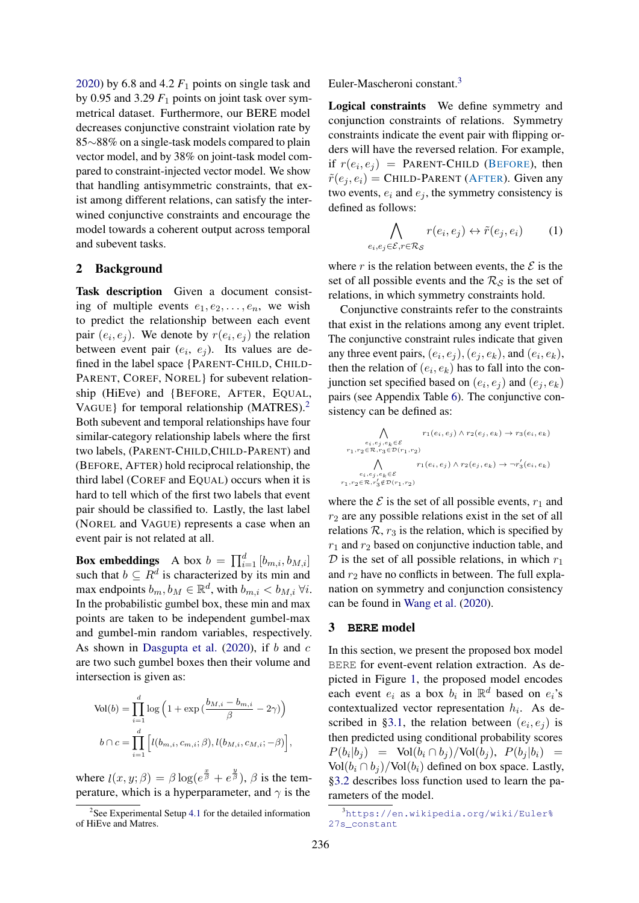2020) by 6.8 and 4.2 $F_1$ points on single task and by 0.95 and 3.29 $F_1$ points on joint task over symmetrical dataset. Furthermore, our BERE model decreases conjunctive constraint violation rate by 85∼88% on a single-task models compared to plain vector model, and by 38% on joint-task model compared to constraint-injected vector model. We show that handling antisymmetric constraints, that exist among different relations, can satisfy the interwined conjunctive constraints and encourage the model towards a coherent output across temporal and subevent tasks.

## 2 Background

**Task description** Given a document consisting of multiple events $e_1, e_2, \ldots, e_n$, we wish to predict the relationship between each event pair $(e_i, e_j)$. We denote by $r(e_i, e_j)$ the relation between event pair $(e_i,\ e_j)$. Its values are defined in the label space {PARENT-CHILD, CHILD-PARENT, COREF, NOREL} for subevent relationship (HiEve) and {BEFORE, AFTER, EQUAL, VAGUE} for temporal relationship (MATRES).[2] Both subevent and temporal relationships have four similar-category relationship labels where the first two labels, (PARENT-CHILD,CHILD-PARENT) and (BEFORE, AFTER) hold reciprocal relationship, the third label (COREF and EQUAL) occurs when it is hard to tell which of the first two labels that event pair should be classified to. Lastly, the last label (NOREL and VAGUE) represents a case when an event pair is not related at all.

**Box embeddings** A box $b = \prod_{i=1}^{d} [b_{m,i}, b_{M,i}]$ such that $b \subseteq R^d$ is characterized by its min and max endpoints $b_m, b_M \in \mathbb{R}^d$, with $b_{m,i} < b_{M,i}\ \forall i$. In the probabilistic gumbel box, these min and max points are taken to be independent gumbel-max and gumbel-min random variables, respectively. As shown in Dasgupta et al. (2020), if $b$ and $c$ are two such gumbel boxes then their volume and intersection is given as:

$$\text{Vol}(b) = \prod_{i=1}^{d} \log\left(1 + \exp\left(\frac{b_{M,i} - b_{m,i}}{\beta} - 2\gamma\right)\right)$$

$$b \cap c = \prod_{i=1}^{d} \left[l(b_{m,i}, c_{m,i}; \beta), l(b_{M,i}, c_{M,i}; -\beta)\right],$$

where $l(x, y; \beta) = \beta \log(e^{\frac{x}{\beta}} + e^{\frac{y}{\beta}})$, $\beta$ is the temperature, which is a hyperparameter, and $\gamma$ is the Euler-Mascheroni constant.[3]

**Logical constraints** We define symmetry and conjunction constraints of relations. Symmetry constraints indicate the event pair with flipping orders will have the reversed relation. For example, if $r(e_i, e_j)$ = PARENT-CHILD (BEFORE), then $\tilde{r}(e_j, e_i)$ = CHILD-PARENT (AFTER). Given any two events, $e_i$ and $e_j$, the symmetry consistency is defined as follows:

$$\bigwedge_{e_i, e_j \in \mathcal{E}, r \in \mathcal{R_S}} r(e_i, e_j) \leftrightarrow \tilde{r}(e_j, e_i) \qquad (1)$$

where $r$ is the relation between events, the $\mathcal{E}$ is the set of all possible events and the $\mathcal{R_S}$ is the set of relations, in which symmetry constraints hold.

Conjunctive constraints refer to the constraints that exist in the relations among any event triplet. The conjunctive constraint rules indicate that given any three event pairs, $(e_i, e_j)$, $(e_j, e_k)$, and $(e_i, e_k)$, then the relation of $(e_i, e_k)$ has to fall into the conjunction set specified based on $(e_i, e_j)$ and $(e_j, e_k)$ pairs (see Appendix Table 6). The conjunctive consistency can be defined as:

$$\bigwedge_{\substack{e_i, e_j, e_k \in \mathcal{E} \\ r_1, r_2 \in \mathcal{R}, r_3 \in \mathcal{D}(r_1, r_2)}} r_1(e_i, e_j) \wedge r_2(e_j, e_k) \rightarrow r_3(e_i, e_k)$$

$$\bigwedge_{\substack{e_i, e_j, e_k \in \mathcal{E} \\ r_1, r_2 \in \mathcal{R}, r_3' \notin \mathcal{D}(r_1, r_2)}} r_1(e_i, e_j) \wedge r_2(e_j, e_k) \rightarrow \neg r_3'(e_i, e_k)$$

where the $\mathcal{E}$ is the set of all possible events, $r_1$ and $r_2$ are any possible relations exist in the set of all relations $\mathcal{R}$, $r_3$ is the relation, which is specified by $r_1$ and $r_2$ based on conjunctive induction table, and $\mathcal{D}$ is the set of all possible relations, in which $r_1$ and $r_2$ have no conflicts in between. The full explanation on symmetry and conjunction consistency can be found in Wang et al. (2020).

## 3 BERE model

In this section, we present the proposed box model BERE for event-event relation extraction. As depicted in Figure 1, the proposed model encodes each event $e_i$ as a box $b_i$ in $\mathbb{R}^d$ based on $e_i$'s contextualized vector representation $h_i$. As described in §3.1, the relation between $(e_i, e_j)$ is then predicted using conditional probability scores $P(b_i|b_j) = \text{Vol}(b_i \cap b_j)/\text{Vol}(b_j)$, $P(b_j|b_i) = \text{Vol}(b_i \cap b_j)/\text{Vol}(b_i)$ defined on box space. Lastly, §3.2 describes loss function used to learn the parameters of the model.

---

[2] See Experimental Setup 4.1 for the detailed information of HiEve and Matres.

[3] https://en.wikipedia.org/wiki/Euler%27s_constant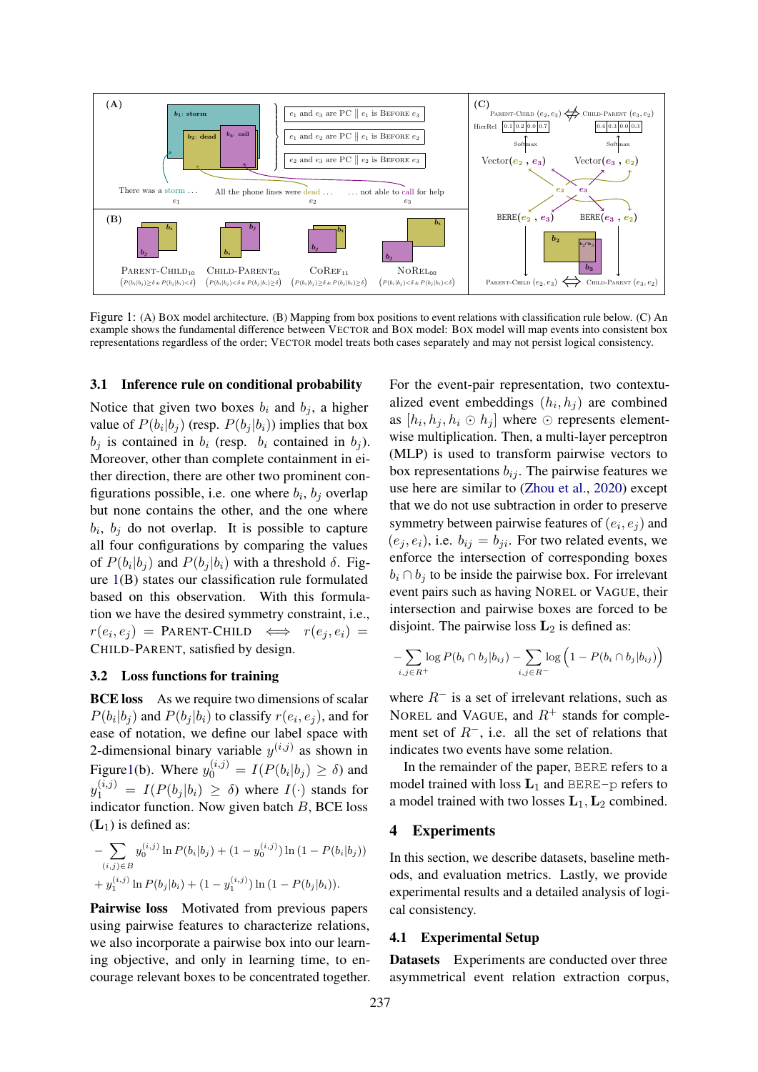Figure 1: (A) BOX model architecture. (B) Mapping from box positions to event relations with classification rule below. (C) An example shows the fundamental difference between VECTOR and BOX model: BOX model will map events into consistent box representations regardless of the order; VECTOR model treats both cases separately and may not persist logical consistency.

### 3.1 Inference rule on conditional probability

Notice that given two boxes $b_i$ and $b_j$, a higher value of $P(b_i|b_j)$ (resp. $P(b_j|b_i)$) implies that box $b_j$ is contained in $b_i$ (resp. $b_i$ contained in $b_j$). Moreover, other than complete containment in either direction, there are other two prominent configurations possible, i.e. one where $b_i$, $b_j$ overlap but none contains the other, and the one where $b_i$, $b_j$ do not overlap. It is possible to capture all four configurations by comparing the values of $P(b_i|b_j)$ and $P(b_j|b_i)$ with a threshold $\delta$. Figure 1(B) states our classification rule formulated based on this observation. With this formulation we have the desired symmetry constraint, i.e., $r(e_i, e_j) = \text{PARENT-CHILD} \iff r(e_j, e_i) = \text{CHILD-PARENT}$, satisfied by design.

### 3.2 Loss functions for training

**BCE loss** As we require two dimensions of scalar $P(b_i|b_j)$ and $P(b_j|b_i)$ to classify $r(e_i, e_j)$, and for ease of notation, we define our label space with 2-dimensional binary variable $y^{(i,j)}$ as shown in Figure1(b). Where $y_0^{(i,j)} = I(P(b_i|b_j) \geq \delta)$ and $y_1^{(i,j)} = I(P(b_j|b_i) \geq \delta)$ where $I(\cdot)$ stands for indicator function. Now given batch $B$, BCE loss ($\mathbf{L}_1$) is defined as:

$$
\begin{aligned}
&-\sum_{(i,j)\in B} y_0^{(i,j)} \ln P(b_i|b_j) + (1 - y_0^{(i,j)}) \ln (1 - P(b_i|b_j)) \\
&+ y_1^{(i,j)} \ln P(b_j|b_i) + (1 - y_1^{(i,j)}) \ln (1 - P(b_j|b_i)).
\end{aligned}
$$

**Pairwise loss** Motivated from previous papers using pairwise features to characterize relations, we also incorporate a pairwise box into our learning objective, and only in learning time, to encourage relevant boxes to be concentrated together. For the event-pair representation, two contextualized event embeddings $(h_i, h_j)$ are combined as $[h_i, h_j, h_i \odot h_j]$ where $\odot$ represents element-wise multiplication. Then, a multi-layer perceptron (MLP) is used to transform pairwise vectors to box representations $b_{ij}$. The pairwise features we use here are similar to (Zhou et al., 2020) except that we do not use subtraction in order to preserve symmetry between pairwise features of $(e_i, e_j)$ and $(e_j, e_i)$, i.e. $b_{ij} = b_{ji}$. For two related events, we enforce the intersection of corresponding boxes $b_i \cap b_j$ to be inside the pairwise box. For irrelevant event pairs such as having NOREL or VAGUE, their intersection and pairwise boxes are forced to be disjoint. The pairwise loss $\mathbf{L}_2$ is defined as:

$$
-\sum_{i,j\in R^+} \log P(b_i \cap b_j | b_{ij}) - \sum_{i,j\in R^-} \log \left(1 - P(b_i \cap b_j | b_{ij})\right)
$$

where $R^-$ is a set of irrelevant relations, such as NOREL and VAGUE, and $R^+$ stands for complement set of $R^-$, i.e. all the set of relations that indicates two events have some relation.

In the remainder of the paper, `BERE` refers to a model trained with loss $\mathbf{L}_1$ and `BERE-p` refers to a model trained with two losses $\mathbf{L}_1, \mathbf{L}_2$ combined.

## 4 Experiments

In this section, we describe datasets, baseline methods, and evaluation metrics. Lastly, we provide experimental results and a detailed analysis of logical consistency.

### 4.1 Experimental Setup

**Datasets** Experiments are conducted over three asymmetrical event relation extraction corpus,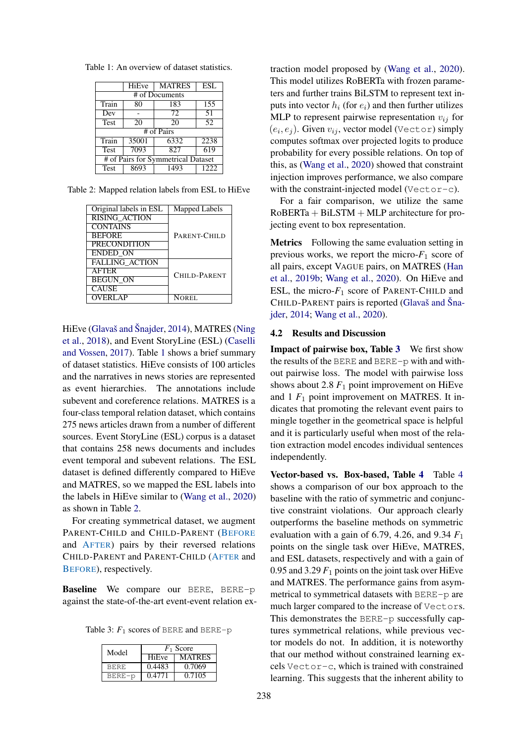Table 1: An overview of dataset statistics.

| | HiEve | MATRES | ESL |
|---|---|---|---|
| # of Documents | | | |
| Train | 80 | 183 | 155 |
| Dev | - | 72 | 51 |
| Test | 20 | 20 | 52 |
| # of Pairs | | | |
| Train | 35001 | 6332 | 2238 |
| Test | 7093 | 827 | 619 |
| # of Pairs for Symmetrical Dataset | | | |
| Test | 8693 | 1493 | 1222 |

Table 2: Mapped relation labels from ESL to HiEve

| Original labels in ESL | Mapped Labels |
|---|---|
| RISING_ACTION | PARENT-CHILD |
| CONTAINS | |
| BEFORE | |
| PRECONDITION | |
| ENDED_ON | |
| FALLING_ACTION | CHILD-PARENT |
| AFTER | |
| BEGUN_ON | |
| CAUSE | |
| OVERLAP | NOREL |

HiEve (Glavaš and Šnajder, 2014), MATRES (Ning et al., 2018), and Event StoryLine (ESL) (Caselli and Vossen, 2017). Table 1 shows a brief summary of dataset statistics. HiEve consists of 100 articles and the narratives in news stories are represented as event hierarchies. The annotations include subevent and coreference relations. MATRES is a four-class temporal relation dataset, which contains 275 news articles drawn from a number of different sources. Event StoryLine (ESL) corpus is a dataset that contains 258 news documents and includes event temporal and subevent relations. The ESL dataset is defined differently compared to HiEve and MATRES, so we mapped the ESL labels into the labels in HiEve similar to (Wang et al., 2020) as shown in Table 2.

For creating symmetrical dataset, we augment PARENT-CHILD and CHILD-PARENT (BEFORE and AFTER) pairs by their reversed relations CHILD-PARENT and PARENT-CHILD (AFTER and BEFORE), respectively.

**Baseline** We compare our `BERE`, `BERE-p` against the state-of-the-art event-event relation extraction model proposed by (Wang et al., 2020). This model utilizes RoBERTa with frozen parameters and further trains BiLSTM to represent text inputs into vector $h_i$ (for $e_i$) and then further utilizes MLP to represent pairwise representation $v_{ij}$ for $(e_i, e_j)$. Given $v_{ij}$, vector model (`Vector`) simply computes softmax over projected logits to produce probability for every possible relations. On top of this, as (Wang et al., 2020) showed that constraint injection improves performance, we also compare with the constraint-injected model (`Vector-c`).

For a fair comparison, we utilize the same RoBERTa + BiLSTM + MLP architecture for projecting event to box representation.

Table 3: $F_1$ scores of `BERE` and `BERE-p`

| Model | $F_1$ Score | |
|---|---|---|
| | HiEve | MATRES |
| `BERE` | 0.4483 | 0.7069 |
| `BERE-p` | 0.4771 | 0.7105 |

**Metrics** Following the same evaluation setting in previous works, we report the micro-$F_1$ score of all pairs, except VAGUE pairs, on MATRES (Han et al., 2019b; Wang et al., 2020). On HiEve and ESL, the micro-$F_1$ score of PARENT-CHILD and CHILD-PARENT pairs is reported (Glavaš and Šnajder, 2014; Wang et al., 2020).

## 4.2 Results and Discussion

**Impact of pairwise box, Table 3** We first show the results of the `BERE` and `BERE-p` with and without pairwise loss. The model with pairwise loss shows about 2.8 $F_1$ point improvement on HiEve and 1 $F_1$ point improvement on MATRES. It indicates that promoting the relevant event pairs to mingle together in the geometrical space is helpful and it is particularly useful when most of the relation extraction model encodes individual sentences independently.

**Vector-based vs. Box-based, Table 4** Table 4 shows a comparison of our box approach to the baseline with the ratio of symmetric and conjunctive constraint violations. Our approach clearly outperforms the baseline methods on symmetric evaluation with a gain of 6.79, 4.26, and 9.34 $F_1$ points on the single task over HiEve, MATRES, and ESL datasets, respectively and with a gain of 0.95 and 3.29 $F_1$ points on the joint task over HiEve and MATRES. The performance gains from asymmetrical to symmetrical datasets with `BERE-p` are much larger compared to the increase of `Vectors`. This demonstrates the `BERE-p` successfully captures symmetrical relations, while previous vector models do not. In addition, it is noteworthy that our method without constrained learning excels `Vector-c`, which is trained with constrained learning. This suggests that the inherent ability to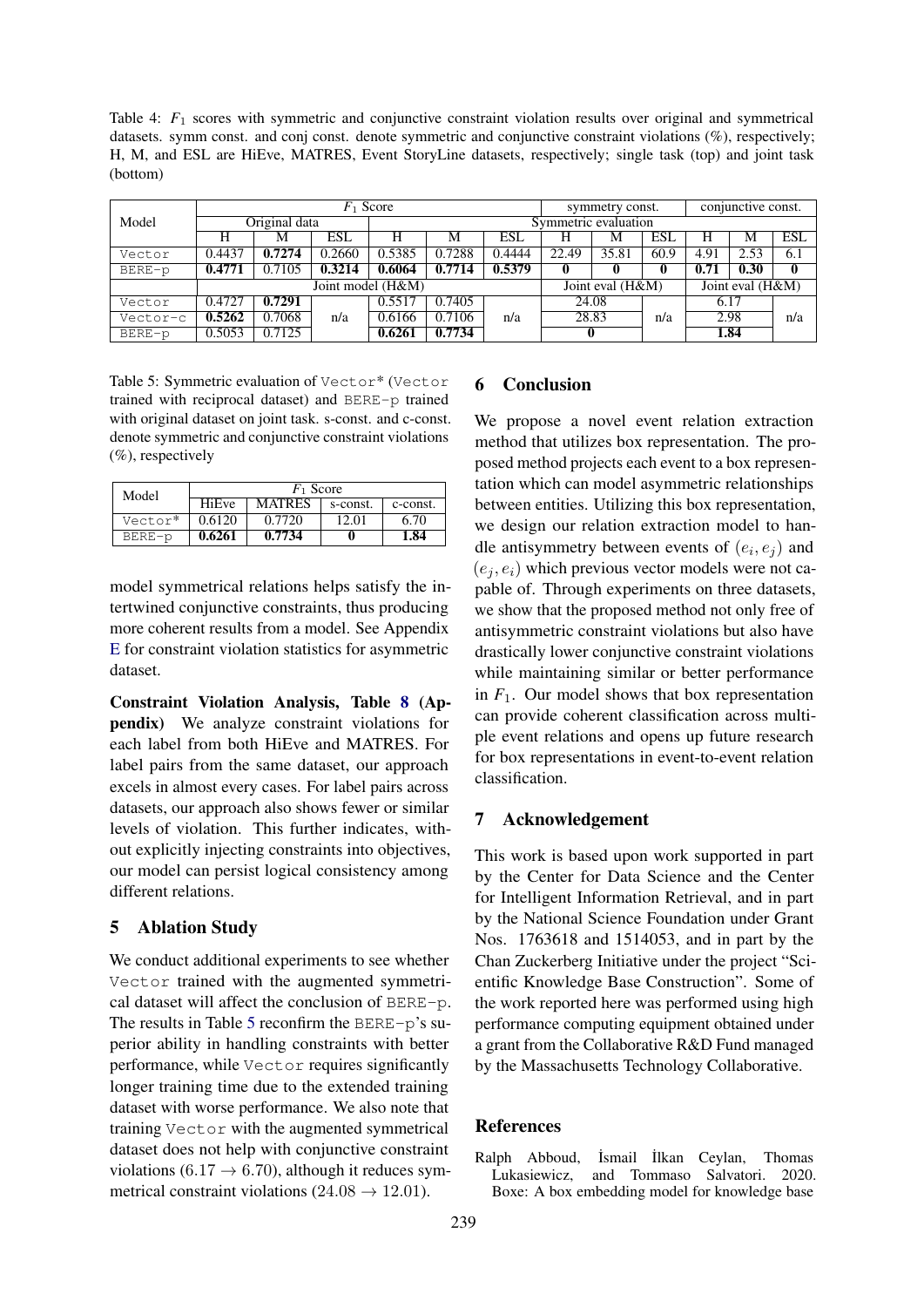Table 4: $F_1$ scores with symmetric and conjunctive constraint violation results over original and symmetrical datasets. symm const. and conj const. denote symmetric and conjunctive constraint violations (%), respectively; H, M, and ESL are HiEve, MATRES, Event StoryLine datasets, respectively; single task (top) and joint task (bottom)

| Model | $F_1$ Score | | | | | | symmetry const. | | | conjunctive const. | | |
|---|---|---|---|---|---|---|---|---|---|---|---|---|
| | Original data | | | Symmetric evaluation | | | | | | | | |
| | H | M | ESL | H | M | ESL | H | M | ESL | H | M | ESL |
| Vector | 0.4437 | **0.7274** | 0.2660 | 0.5385 | 0.7288 | 0.4444 | 22.49 | 35.81 | 60.9 | 4.91 | 2.53 | 6.1 |
| BERE-p | **0.4771** | 0.7105 | **0.3214** | **0.6064** | **0.7714** | **0.5379** | **0** | **0** | **0** | **0.71** | **0.30** | **0** |
| | Joint model (H&M) | | | | | | Joint eval (H&M) | | | Joint eval (H&M) | | |
| Vector | 0.4727 | **0.7291** | n/a | 0.5517 | 0.7405 | n/a | 24.08 | | n/a | 6.17 | | n/a |
| Vector-c | **0.5262** | 0.7068 | | 0.6166 | 0.7106 | | 28.83 | | | 2.98 | | |
| BERE-p | 0.5053 | 0.7125 | | **0.6261** | **0.7734** | | **0** | | | **1.84** | | |

Table 5: Symmetric evaluation of Vector* (Vector trained with reciprocal dataset) and BERE-p trained with original dataset on joint task. s-const. and c-const. denote symmetric and conjunctive constraint violations (%), respectively

| Model | $F_1$ Score | | | |
|---|---|---|---|---|
| | HiEve | MATRES | s-const. | c-const. |
| Vector* | 0.6120 | 0.7720 | 12.01 | 6.70 |
| BERE-p | **0.6261** | **0.7734** | **0** | **1.84** |

model symmetrical relations helps satisfy the intertwined conjunctive constraints, thus producing more coherent results from a model. See Appendix E for constraint violation statistics for asymmetric dataset.

**Constraint Violation Analysis, Table 8 (Appendix)** We analyze constraint violations for each label from both HiEve and MATRES. For label pairs from the same dataset, our approach excels in almost every cases. For label pairs across datasets, our approach also shows fewer or similar levels of violation. This further indicates, without explicitly injecting constraints into objectives, our model can persist logical consistency among different relations.

## 5 Ablation Study

We conduct additional experiments to see whether Vector trained with the augmented symmetrical dataset will affect the conclusion of BERE-p. The results in Table 5 reconfirm the BERE-p's superior ability in handling constraints with better performance, while Vector requires significantly longer training time due to the extended training dataset with worse performance. We also note that training Vector with the augmented symmetrical dataset does not help with conjunctive constraint violations ($6.17 \rightarrow 6.70$), although it reduces symmetrical constraint violations ($24.08 \rightarrow 12.01$).

## 6 Conclusion

We propose a novel event relation extraction method that utilizes box representation. The proposed method projects each event to a box representation which can model asymmetric relationships between entities. Utilizing this box representation, we design our relation extraction model to handle antisymmetry between events of $(e_i, e_j)$ and $(e_j, e_i)$ which previous vector models were not capable of. Through experiments on three datasets, we show that the proposed method not only free of antisymmetric constraint violations but also have drastically lower conjunctive constraint violations while maintaining similar or better performance in $F_1$. Our model shows that box representation can provide coherent classification across multiple event relations and opens up future research for box representations in event-to-event relation classification.

## 7 Acknowledgement

This work is based upon work supported in part by the Center for Data Science and the Center for Intelligent Information Retrieval, and in part by the National Science Foundation under Grant Nos. 1763618 and 1514053, and in part by the Chan Zuckerberg Initiative under the project "Scientific Knowledge Base Construction". Some of the work reported here was performed using high performance computing equipment obtained under a grant from the Collaborative R&D Fund managed by the Massachusetts Technology Collaborative.

## References

Ralph Abboud, İsmail İlkan Ceylan, Thomas Lukasiewicz, and Tommaso Salvatori. 2020. Boxe: A box embedding model for knowledge base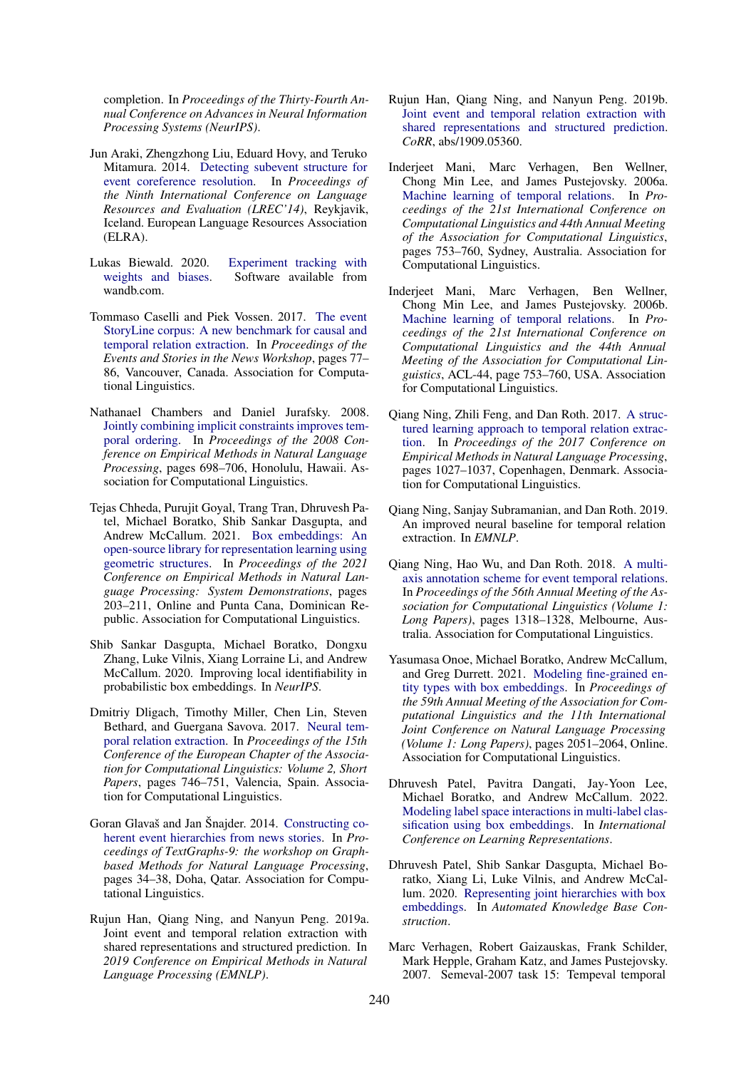completion. In *Proceedings of the Thirty-Fourth Annual Conference on Advances in Neural Information Processing Systems (NeurIPS)*.

Jun Araki, Zhengzhong Liu, Eduard Hovy, and Teruko Mitamura. 2014. Detecting subevent structure for event coreference resolution. In *Proceedings of the Ninth International Conference on Language Resources and Evaluation (LREC'14)*, Reykjavik, Iceland. European Language Resources Association (ELRA).

Lukas Biewald. 2020. Experiment tracking with weights and biases. Software available from wandb.com.

Tommaso Caselli and Piek Vossen. 2017. The event StoryLine corpus: A new benchmark for causal and temporal relation extraction. In *Proceedings of the Events and Stories in the News Workshop*, pages 77–86, Vancouver, Canada. Association for Computational Linguistics.

Nathanael Chambers and Daniel Jurafsky. 2008. Jointly combining implicit constraints improves temporal ordering. In *Proceedings of the 2008 Conference on Empirical Methods in Natural Language Processing*, pages 698–706, Honolulu, Hawaii. Association for Computational Linguistics.

Tejas Chheda, Purujit Goyal, Trang Tran, Dhruvesh Patel, Michael Boratko, Shib Sankar Dasgupta, and Andrew McCallum. 2021. Box embeddings: An open-source library for representation learning using geometric structures. In *Proceedings of the 2021 Conference on Empirical Methods in Natural Language Processing: System Demonstrations*, pages 203–211, Online and Punta Cana, Dominican Republic. Association for Computational Linguistics.

Shib Sankar Dasgupta, Michael Boratko, Dongxu Zhang, Luke Vilnis, Xiang Lorraine Li, and Andrew McCallum. 2020. Improving local identifiability in probabilistic box embeddings. In *NeurIPS*.

Dmitriy Dligach, Timothy Miller, Chen Lin, Steven Bethard, and Guergana Savova. 2017. Neural temporal relation extraction. In *Proceedings of the 15th Conference of the European Chapter of the Association for Computational Linguistics: Volume 2, Short Papers*, pages 746–751, Valencia, Spain. Association for Computational Linguistics.

Goran Glavaš and Jan Šnajder. 2014. Constructing coherent event hierarchies from news stories. In *Proceedings of TextGraphs-9: the workshop on Graph-based Methods for Natural Language Processing*, pages 34–38, Doha, Qatar. Association for Computational Linguistics.

Rujun Han, Qiang Ning, and Nanyun Peng. 2019a. Joint event and temporal relation extraction with shared representations and structured prediction. In *2019 Conference on Empirical Methods in Natural Language Processing (EMNLP)*.

Rujun Han, Qiang Ning, and Nanyun Peng. 2019b. Joint event and temporal relation extraction with shared representations and structured prediction. *CoRR*, abs/1909.05360.

Inderjeet Mani, Marc Verhagen, Ben Wellner, Chong Min Lee, and James Pustejovsky. 2006a. Machine learning of temporal relations. In *Proceedings of the 21st International Conference on Computational Linguistics and 44th Annual Meeting of the Association for Computational Linguistics*, pages 753–760, Sydney, Australia. Association for Computational Linguistics.

Inderjeet Mani, Marc Verhagen, Ben Wellner, Chong Min Lee, and James Pustejovsky. 2006b. Machine learning of temporal relations. In *Proceedings of the 21st International Conference on Computational Linguistics and the 44th Annual Meeting of the Association for Computational Linguistics*, ACL-44, page 753–760, USA. Association for Computational Linguistics.

Qiang Ning, Zhili Feng, and Dan Roth. 2017. A structured learning approach to temporal relation extraction. In *Proceedings of the 2017 Conference on Empirical Methods in Natural Language Processing*, pages 1027–1037, Copenhagen, Denmark. Association for Computational Linguistics.

Qiang Ning, Sanjay Subramanian, and Dan Roth. 2019. An improved neural baseline for temporal relation extraction. In *EMNLP*.

Qiang Ning, Hao Wu, and Dan Roth. 2018. A multi-axis annotation scheme for event temporal relations. In *Proceedings of the 56th Annual Meeting of the Association for Computational Linguistics (Volume 1: Long Papers)*, pages 1318–1328, Melbourne, Australia. Association for Computational Linguistics.

Yasumasa Onoe, Michael Boratko, Andrew McCallum, and Greg Durrett. 2021. Modeling fine-grained entity types with box embeddings. In *Proceedings of the 59th Annual Meeting of the Association for Computational Linguistics and the 11th International Joint Conference on Natural Language Processing (Volume 1: Long Papers)*, pages 2051–2064, Online. Association for Computational Linguistics.

Dhruvesh Patel, Pavitra Dangati, Jay-Yoon Lee, Michael Boratko, and Andrew McCallum. 2022. Modeling label space interactions in multi-label classification using box embeddings. In *International Conference on Learning Representations*.

Dhruvesh Patel, Shib Sankar Dasgupta, Michael Boratko, Xiang Li, Luke Vilnis, and Andrew McCallum. 2020. Representing joint hierarchies with box embeddings. In *Automated Knowledge Base Construction*.

Marc Verhagen, Robert Gaizauskas, Frank Schilder, Mark Hepple, Graham Katz, and James Pustejovsky. 2007. Semeval-2007 task 15: Tempeval temporal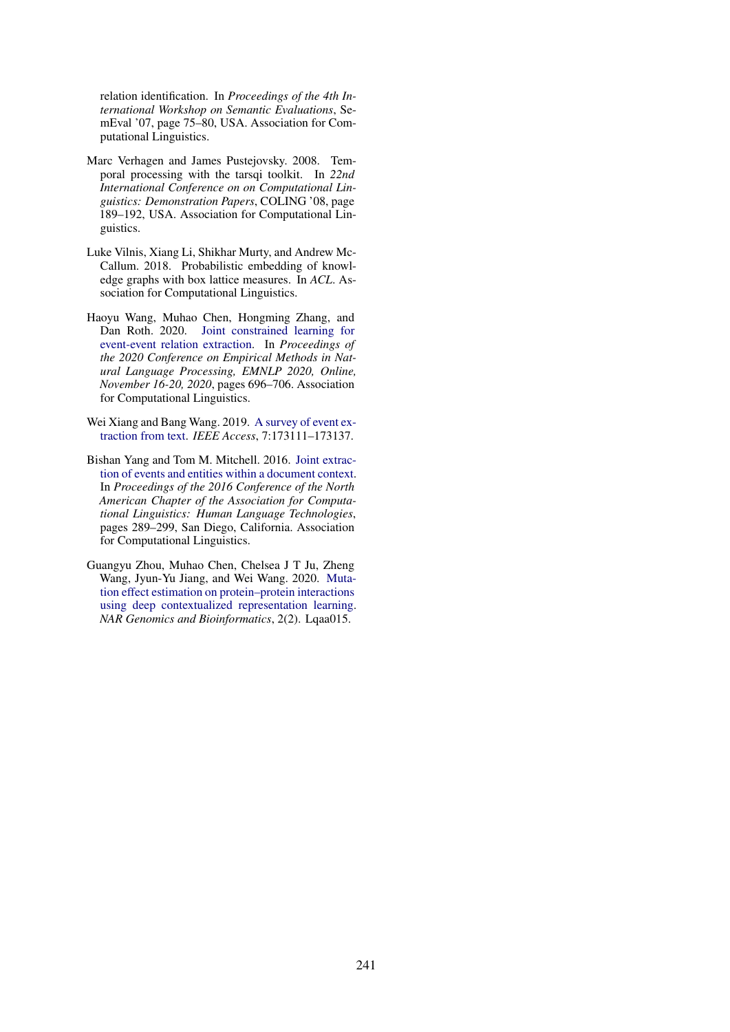relation identification. In *Proceedings of the 4th International Workshop on Semantic Evaluations*, SemEval '07, page 75–80, USA. Association for Computational Linguistics.

Marc Verhagen and James Pustejovsky. 2008. Temporal processing with the tarsqi toolkit. In *22nd International Conference on on Computational Linguistics: Demonstration Papers*, COLING '08, page 189–192, USA. Association for Computational Linguistics.

Luke Vilnis, Xiang Li, Shikhar Murty, and Andrew McCallum. 2018. Probabilistic embedding of knowledge graphs with box lattice measures. In *ACL*. Association for Computational Linguistics.

Haoyu Wang, Muhao Chen, Hongming Zhang, and Dan Roth. 2020. Joint constrained learning for event-event relation extraction. In *Proceedings of the 2020 Conference on Empirical Methods in Natural Language Processing, EMNLP 2020, Online, November 16-20, 2020*, pages 696–706. Association for Computational Linguistics.

Wei Xiang and Bang Wang. 2019. A survey of event extraction from text. *IEEE Access*, 7:173111–173137.

Bishan Yang and Tom M. Mitchell. 2016. Joint extraction of events and entities within a document context. In *Proceedings of the 2016 Conference of the North American Chapter of the Association for Computational Linguistics: Human Language Technologies*, pages 289–299, San Diego, California. Association for Computational Linguistics.

Guangyu Zhou, Muhao Chen, Chelsea J T Ju, Zheng Wang, Jyun-Yu Jiang, and Wei Wang. 2020. Mutation effect estimation on protein–protein interactions using deep contextualized representation learning. *NAR Genomics and Bioinformatics*, 2(2). Lqaa015.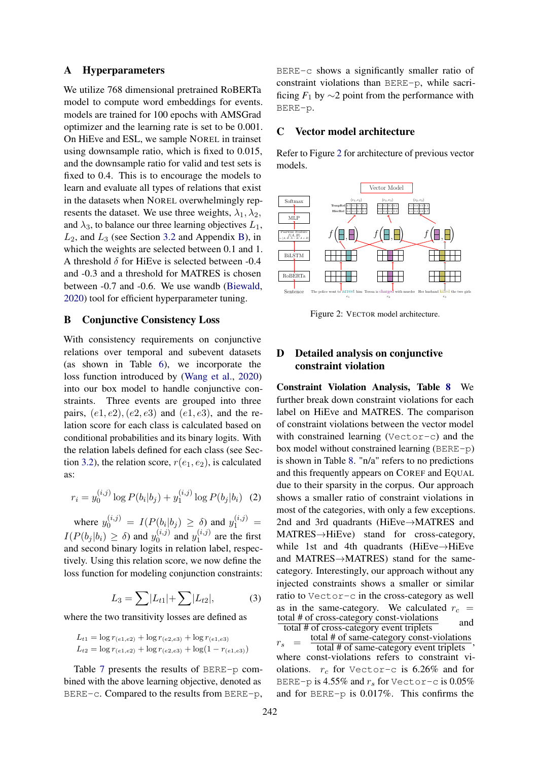## A Hyperparameters

We utilize 768 dimensional pretrained RoBERTa model to compute word embeddings for events. models are trained for 100 epochs with AMSGrad optimizer and the learning rate is set to be 0.001. On HiEve and ESL, we sample NOREL in trainset using downsample ratio, which is fixed to 0.015, and the downsample ratio for valid and test sets is fixed to 0.4. This is to encourage the models to learn and evaluate all types of relations that exist in the datasets when NOREL overwhelmingly represents the dataset. We use three weights, $\lambda_1, \lambda_2$, and $\lambda_3$, to balance our three learning objectives $L_1$, $L_2$, and $L_3$ (see Section 3.2 and Appendix B), in which the weights are selected between 0.1 and 1. A threshold $\delta$ for HiEve is selected between -0.4 and -0.3 and a threshold for MATRES is chosen between -0.7 and -0.6. We use wandb (Biewald, 2020) tool for efficient hyperparameter tuning.

## B Conjunctive Consistency Loss

With consistency requirements on conjunctive relations over temporal and subevent datasets (as shown in Table 6), we incorporate the loss function introduced by (Wang et al., 2020) into our box model to handle conjunctive constraints. Three events are grouped into three pairs, $(e1, e2), (e2, e3)$ and $(e1, e3)$, and the relation score for each class is calculated based on conditional probabilities and its binary logits. With the relation labels defined for each class (see Section 3.2), the relation score, $r(e_1, e_2)$, is calculated as:

$$r_i = y_0^{(i,j)} \log P(b_i|b_j) + y_1^{(i,j)} \log P(b_j|b_i) \quad (2)$$

where $y_0^{(i,j)} = I(P(b_i|b_j) \geq \delta)$ and $y_1^{(i,j)} = I(P(b_j|b_i) \geq \delta)$ and $y_0^{(i,j)}$ and $y_1^{(i,j)}$ are the first and second binary logits in relation label, respectively. Using this relation score, we now define the loss function for modeling conjunction constraints:

$$L_3 = \sum |L_{t1}| + \sum |L_{t2}|, \quad (3)$$

where the two transitivity losses are defined as

$$L_{t1} = \log r_{(e1,e2)} + \log r_{(e2,e3)} + \log r_{(e1,e3)}$$
$$L_{t2} = \log r_{(e1,e2)} + \log r_{(e2,e3)} + \log(1 - r_{(e1,e3)})$$

Table 7 presents the results of BERE-p combined with the above learning objective, denoted as BERE-c. Compared to the results from BERE-p, BERE-c shows a significantly smaller ratio of constraint violations than BERE-p, while sacrificing $F_1$ by ~2 point from the performance with BERE-p.

## C Vector model architecture

Refer to Figure 2 for architecture of previous vector models.

Figure 2: VECTOR model architecture.

## D Detailed analysis on conjunctive constraint violation

**Constraint Violation Analysis, Table 8** We further break down constraint violations for each label on HiEve and MATRES. The comparison of constraint violations between the vector model with constrained learning (Vector-c) and the box model without constrained learning (BERE-p) is shown in Table 8. "n/a" refers to no predictions and this frequently appears on COREF and EQUAL due to their sparsity in the corpus. Our approach shows a smaller ratio of constraint violations in most of the categories, with only a few exceptions. 2nd and 3rd quadrants (HiEve→MATRES and MATRES→HiEve) stand for cross-category, while 1st and 4th quadrants (HiEve→HiEve and MATRES→MATRES) stand for the same-category. Interestingly, our approach without any injected constraints shows a smaller or similar ratio to Vector-c in the cross-category as well as in the same-category. We calculated $r_c = \frac{\text{total \# of cross-category const-violations}}{\text{total \# of cross-category event triplets}}$ and $r_s = \frac{\text{total \# of same-category const-violations}}{\text{total \# of same-category event triplets}}$, where const-violations refers to constraint violations. $r_c$ for Vector-c is 6.26% and for BERE-p is 4.55% and $r_s$ for Vector-c is 0.05% and for BERE-p is 0.017%. This confirms the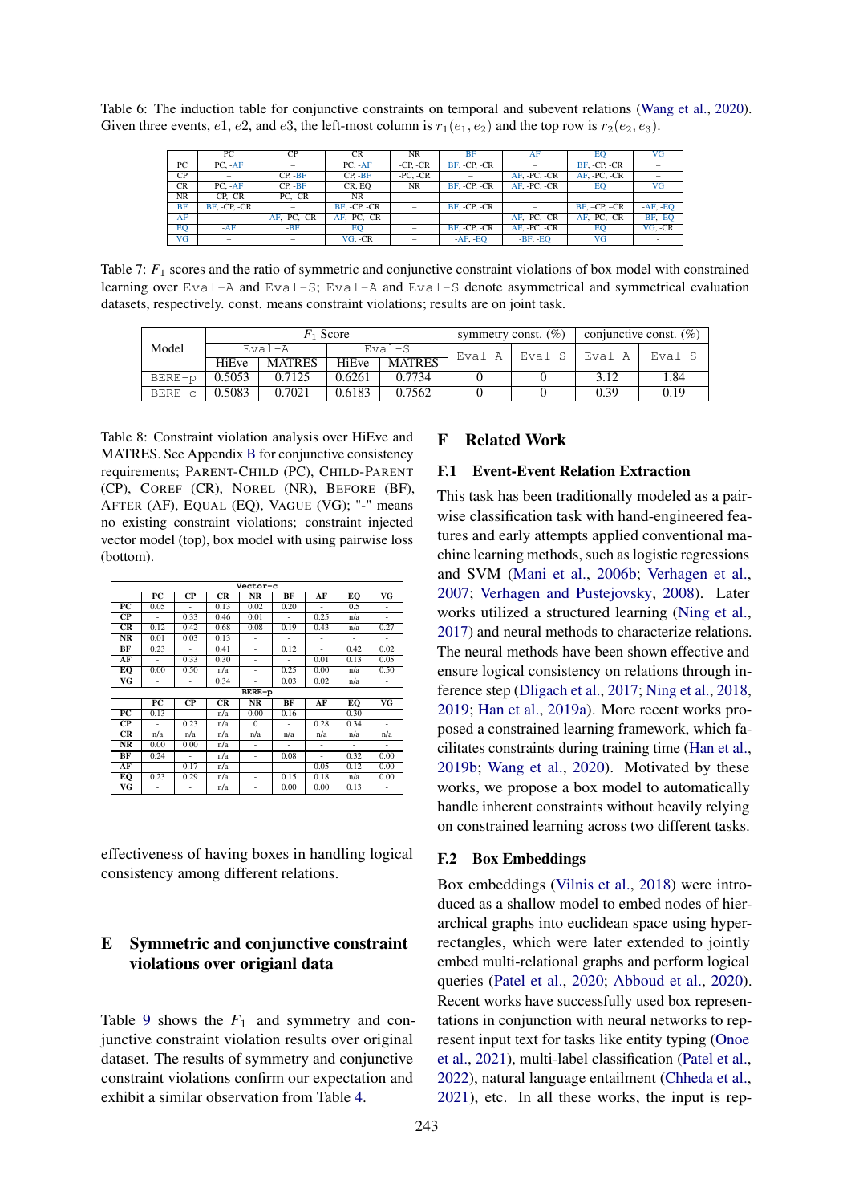Table 6: The induction table for conjunctive constraints on temporal and subevent relations (Wang et al., 2020). Given three events, $e1$, $e2$, and $e3$, the left-most column is $r_1(e_1, e_2)$ and the top row is $r_2(e_2, e_3)$.

| | PC | CP | CR | NR | BF | AF | EQ | VG |
|---|---|---|---|---|---|---|---|---|
| PC | PC, -AF | – | PC, -AF | -CP, -CR | BF, -CP, -CR | – | BF, -CP, -CR | – |
| CP | – | CP, -BF | CP, -BF | -PC, -CR | – | AF, -PC, -CR | AF, -PC, -CR | – |
| CR | PC, -AF | CP, -BF | CR, EQ | NR | BF, -CP, -CR | AF, -PC, -CR | EQ | VG |
| NR | -CP, -CR | -PC, -CR | NR | – | – | – | – | – |
| BF | BF, -CP, -CR | – | BF, -CP, -CR | – | BF, -CP, -CR | – | BF, –CP, –CR | -AF, -EQ |
| AF | – | AF, -PC, -CR | AF, -PC, -CR | – | – | AF, -PC, -CR | AF, -PC, -CR | -BF, -EQ |
| EQ | -AF | -BF | EQ | – | BF, -CP, -CR | AF, -PC, -CR | EQ | VG, -CR |
| VG | – | – | VG, -CR | – | -AF, -EQ | -BF, -EQ | VG | - |

Table 7: $F_1$ scores and the ratio of symmetric and conjunctive constraint violations of box model with constrained learning over Eval-A and Eval-S; Eval-A and Eval-S denote asymmetrical and symmetrical evaluation datasets, respectively. const. means constraint violations; results are on joint task.

| Model | $F_1$ Score | | | | symmetry const. (%) | | conjunctive const. (%) | |
|---|---|---|---|---|---|---|---|---|
| | Eval-A | | Eval-S | | Eval-A | Eval-S | Eval-A | Eval-S |
| | HiEve | MATRES | HiEve | MATRES | | | | |
| BERE-p | 0.5053 | 0.7125 | 0.6261 | 0.7734 | 0 | 0 | 3.12 | 1.84 |
| BERE-c | 0.5083 | 0.7021 | 0.6183 | 0.7562 | 0 | 0 | 0.39 | 0.19 |

Table 8: Constraint violation analysis over HiEve and MATRES. See Appendix B for conjunctive consistency requirements; PARENT-CHILD (PC), CHILD-PARENT (CP), COREF (CR), NOREL (NR), BEFORE (BF), AFTER (AF), EQUAL (EQ), VAGUE (VG); "-" means no existing constraint violations; constraint injected vector model (top), box model with using pairwise loss (bottom).

| Vector-c | PC | CP | CR | NR | BF | AF | EQ | VG |
|---|---|---|---|---|---|---|---|---|
| PC | 0.05 | - | 0.13 | 0.02 | 0.20 | - | 0.5 | - |
| CP | - | 0.33 | 0.46 | 0.01 | - | 0.25 | n/a | - |
| CR | 0.12 | 0.42 | 0.68 | 0.08 | 0.19 | 0.43 | n/a | 0.27 |
| NR | 0.01 | 0.03 | 0.13 | - | - | - | - | - |
| BF | 0.23 | - | 0.41 | - | 0.12 | - | 0.42 | 0.02 |
| AF | - | 0.33 | 0.30 | - | - | 0.01 | 0.13 | 0.05 |
| EQ | 0.00 | 0.50 | n/a | - | 0.25 | 0.00 | n/a | 0.50 |
| VG | - | - | 0.34 | - | 0.03 | 0.02 | n/a | - |
| **BERE-p** | **PC** | **CP** | **CR** | **NR** | **BF** | **AF** | **EQ** | **VG** |
| PC | 0.13 | - | n/a | 0.00 | 0.16 | - | 0.30 | - |
| CP | - | 0.23 | n/a | 0 | - | 0.28 | 0.34 | - |
| CR | n/a | n/a | n/a | n/a | n/a | n/a | n/a | n/a |
| NR | 0.00 | 0.00 | n/a | - | - | - | - | - |
| BF | 0.24 | - | n/a | - | 0.08 | - | 0.32 | 0.00 |
| AF | - | 0.17 | n/a | - | - | 0.05 | 0.12 | 0.00 |
| EQ | 0.23 | 0.29 | n/a | - | 0.15 | 0.18 | n/a | 0.00 |
| VG | - | - | n/a | - | 0.00 | 0.00 | 0.13 | - |

effectiveness of having boxes in handling logical consistency among different relations.

## E Symmetric and conjunctive constraint violations over origianl data

Table 9 shows the $F_1$ and symmetry and conjunctive constraint violation results over original dataset. The results of symmetry and conjunctive constraint violations confirm our expectation and exhibit a similar observation from Table 4.

## F Related Work

### F.1 Event-Event Relation Extraction

This task has been traditionally modeled as a pairwise classification task with hand-engineered features and early attempts applied conventional machine learning methods, such as logistic regressions and SVM (Mani et al., 2006b; Verhagen et al., 2007; Verhagen and Pustejovsky, 2008). Later works utilized a structured learning (Ning et al., 2017) and neural methods to characterize relations. The neural methods have been shown effective and ensure logical consistency on relations through inference step (Dligach et al., 2017; Ning et al., 2018, 2019; Han et al., 2019a). More recent works proposed a constrained learning framework, which facilitates constraints during training time (Han et al., 2019b; Wang et al., 2020). Motivated by these works, we propose a box model to automatically handle inherent constraints without heavily relying on constrained learning across two different tasks.

### F.2 Box Embeddings

Box embeddings (Vilnis et al., 2018) were introduced as a shallow model to embed nodes of hierarchical graphs into euclidean space using hyperrectangles, which were later extended to jointly embed multi-relational graphs and perform logical queries (Patel et al., 2020; Abboud et al., 2020). Recent works have successfully used box representations in conjunction with neural networks to represent input text for tasks like entity typing (Onoe et al., 2021), multi-label classification (Patel et al., 2022), natural language entailment (Chheda et al., 2021), etc. In all these works, the input is rep-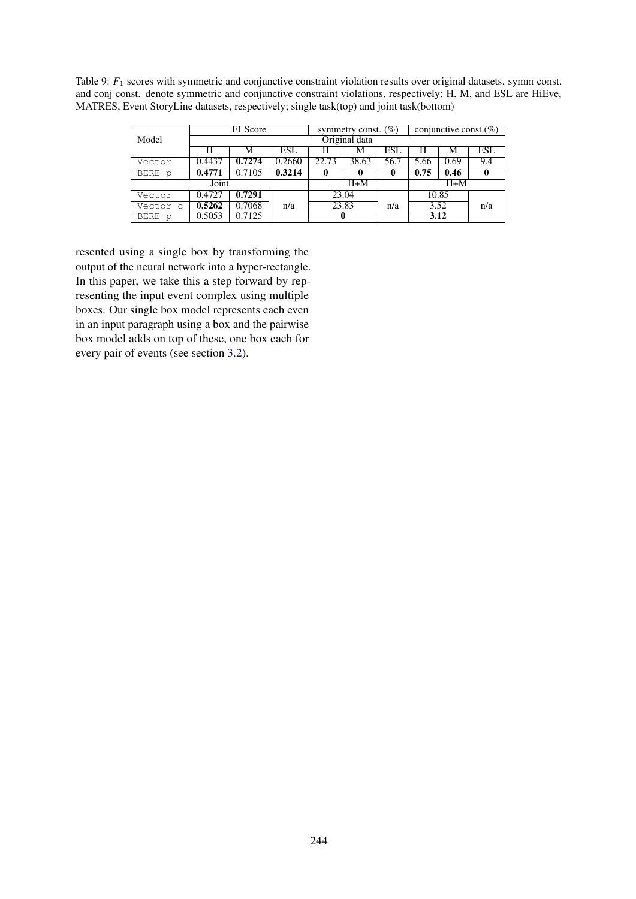Table 9: $F_1$ scores with symmetric and conjunctive constraint violation results over original datasets. symm const. and conj const. denote symmetric and conjunctive constraint violations, respectively; H, M, and ESL are HiEve, MATRES, Event StoryLine datasets, respectively; single task(top) and joint task(bottom)

| Model | F1 Score | | | symmetry const. (%) | | | conjunctive const.(%) | | |
|---|---|---|---|---|---|---|---|---|---|
| | Original data | | | | | | | | |
| | H | M | ESL | H | M | ESL | H | M | ESL |
| Vector | 0.4437 | **0.7274** | 0.2660 | 22.73 | 38.63 | 56.7 | 5.66 | 0.69 | 9.4 |
| BERE-p | **0.4771** | 0.7105 | **0.3214** | **0** | **0** | **0** | **0.75** | **0.46** | **0** |
| Joint | | | | H+M | | | H+M | | |
| Vector | 0.4727 | **0.7291** | n/a | 23.04 | | n/a | 10.85 | | n/a |
| Vector-c | **0.5262** | 0.7068 | | 23.83 | | | 3.52 | | |
| BERE-p | 0.5053 | 0.7125 | | **0** | | | **3.12** | | |

resented using a single box by transforming the output of the neural network into a hyper-rectangle. In this paper, we take this a step forward by representing the input event complex using multiple boxes. Our single box model represents each even in an input paragraph using a box and the pairwise box model adds on top of these, one box each for every pair of events (see section 3.2).